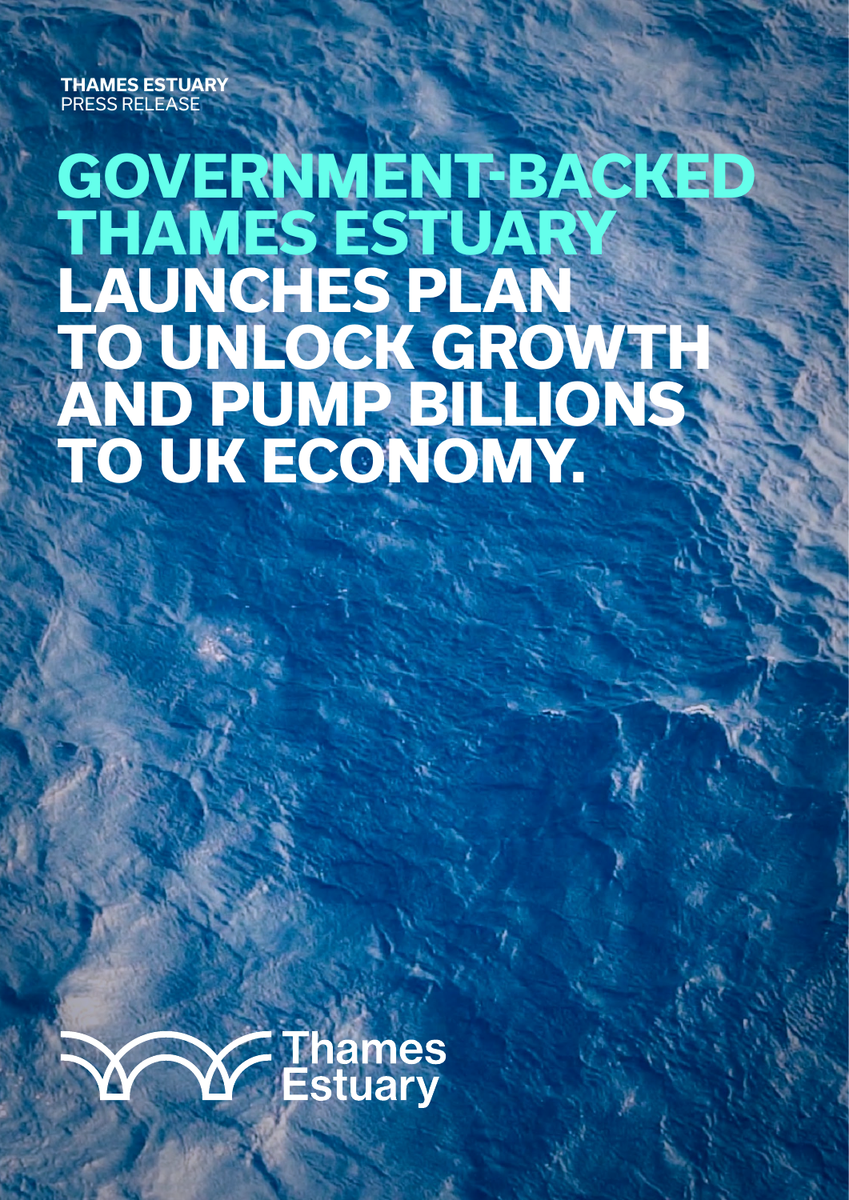**THAMES ESTUARY**
PRESS RELEASE

# GOVERNMENT-BACKED THAMES ESTUARY LAUNCHES PLAN TO UNLOCK GROWTH AND PUMP BILLIONS TO UK ECONOMY.

Thames Estuary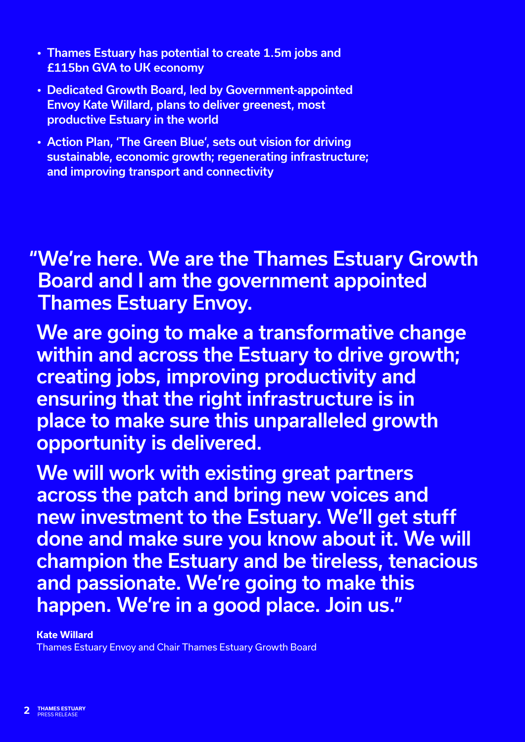- **Thames Estuary has potential to create 1.5m jobs and £115bn GVA to UK economy**
- **Dedicated Growth Board, led by Government-appointed Envoy Kate Willard, plans to deliver greenest, most productive Estuary in the world**
- **Action Plan, 'The Green Blue', sets out vision for driving sustainable, economic growth; regenerating infrastructure; and improving transport and connectivity**

**"We're here. We are the Thames Estuary Growth Board and I am the government appointed Thames Estuary Envoy.**

**We are going to make a transformative change within and across the Estuary to drive growth; creating jobs, improving productivity and ensuring that the right infrastructure is in place to make sure this unparalleled growth opportunity is delivered.**

**We will work with existing great partners across the patch and bring new voices and new investment to the Estuary. We'll get stuff done and make sure you know about it. We will champion the Estuary and be tireless, tenacious and passionate. We're going to make this happen. We're in a good place. Join us."**

**Kate Willard**
Thames Estuary Envoy and Chair Thames Estuary Growth Board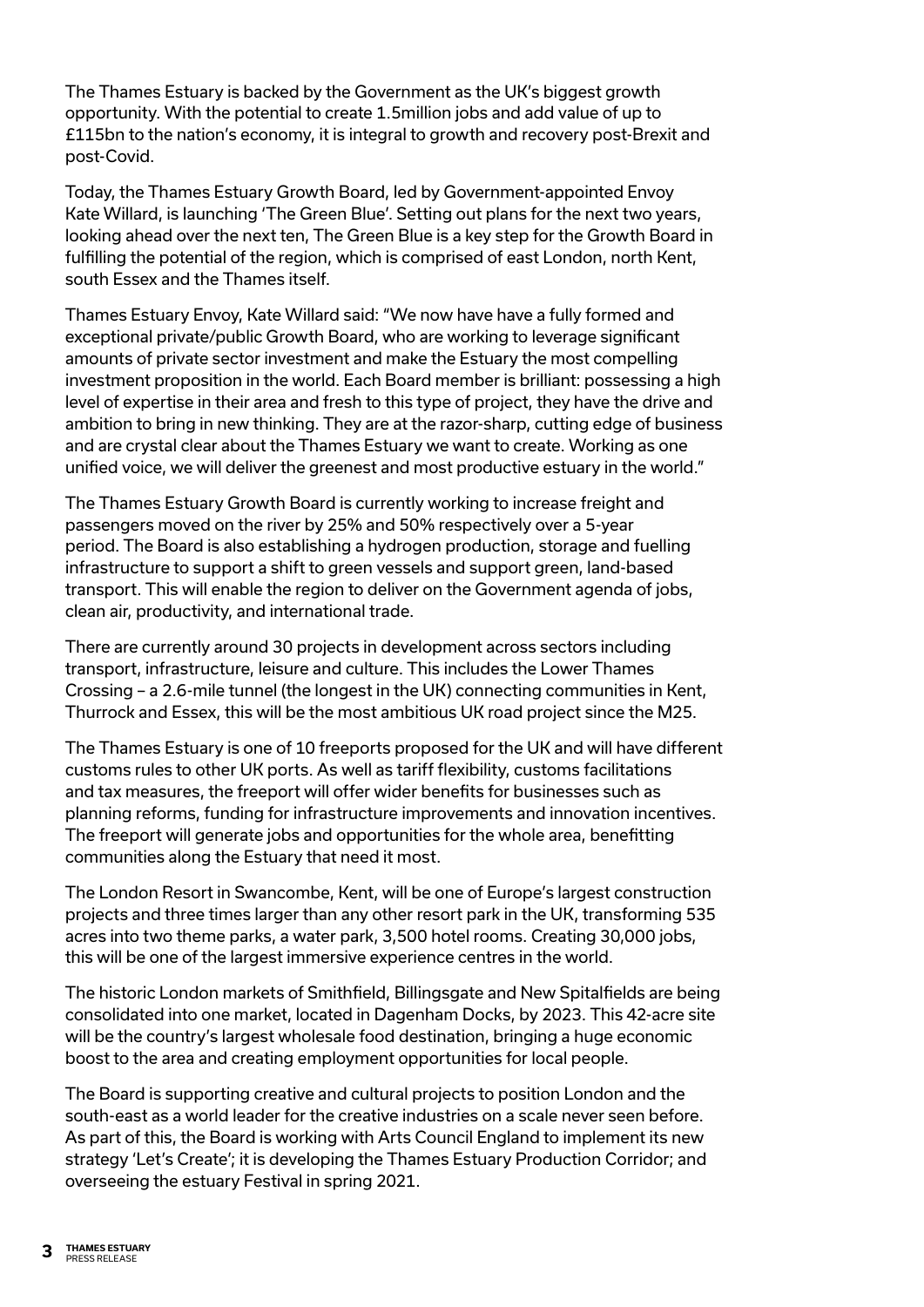The Thames Estuary is backed by the Government as the UK's biggest growth opportunity. With the potential to create 1.5million jobs and add value of up to £115bn to the nation's economy, it is integral to growth and recovery post-Brexit and post-Covid.

Today, the Thames Estuary Growth Board, led by Government-appointed Envoy Kate Willard, is launching 'The Green Blue'. Setting out plans for the next two years, looking ahead over the next ten, The Green Blue is a key step for the Growth Board in fulfilling the potential of the region, which is comprised of east London, north Kent, south Essex and the Thames itself.

Thames Estuary Envoy, Kate Willard said: "We now have have a fully formed and exceptional private/public Growth Board, who are working to leverage significant amounts of private sector investment and make the Estuary the most compelling investment proposition in the world. Each Board member is brilliant: possessing a high level of expertise in their area and fresh to this type of project, they have the drive and ambition to bring in new thinking. They are at the razor-sharp, cutting edge of business and are crystal clear about the Thames Estuary we want to create. Working as one unified voice, we will deliver the greenest and most productive estuary in the world."

The Thames Estuary Growth Board is currently working to increase freight and passengers moved on the river by 25% and 50% respectively over a 5-year period. The Board is also establishing a hydrogen production, storage and fuelling infrastructure to support a shift to green vessels and support green, land-based transport. This will enable the region to deliver on the Government agenda of jobs, clean air, productivity, and international trade.

There are currently around 30 projects in development across sectors including transport, infrastructure, leisure and culture. This includes the Lower Thames Crossing – a 2.6-mile tunnel (the longest in the UK) connecting communities in Kent, Thurrock and Essex, this will be the most ambitious UK road project since the M25.

The Thames Estuary is one of 10 freeports proposed for the UK and will have different customs rules to other UK ports. As well as tariff flexibility, customs facilitations and tax measures, the freeport will offer wider benefits for businesses such as planning reforms, funding for infrastructure improvements and innovation incentives. The freeport will generate jobs and opportunities for the whole area, benefitting communities along the Estuary that need it most.

The London Resort in Swancombe, Kent, will be one of Europe's largest construction projects and three times larger than any other resort park in the UK, transforming 535 acres into two theme parks, a water park, 3,500 hotel rooms. Creating 30,000 jobs, this will be one of the largest immersive experience centres in the world.

The historic London markets of Smithfield, Billingsgate and New Spitalfields are being consolidated into one market, located in Dagenham Docks, by 2023. This 42-acre site will be the country's largest wholesale food destination, bringing a huge economic boost to the area and creating employment opportunities for local people.

The Board is supporting creative and cultural projects to position London and the south-east as a world leader for the creative industries on a scale never seen before. As part of this, the Board is working with Arts Council England to implement its new strategy 'Let's Create'; it is developing the Thames Estuary Production Corridor; and overseeing the estuary Festival in spring 2021.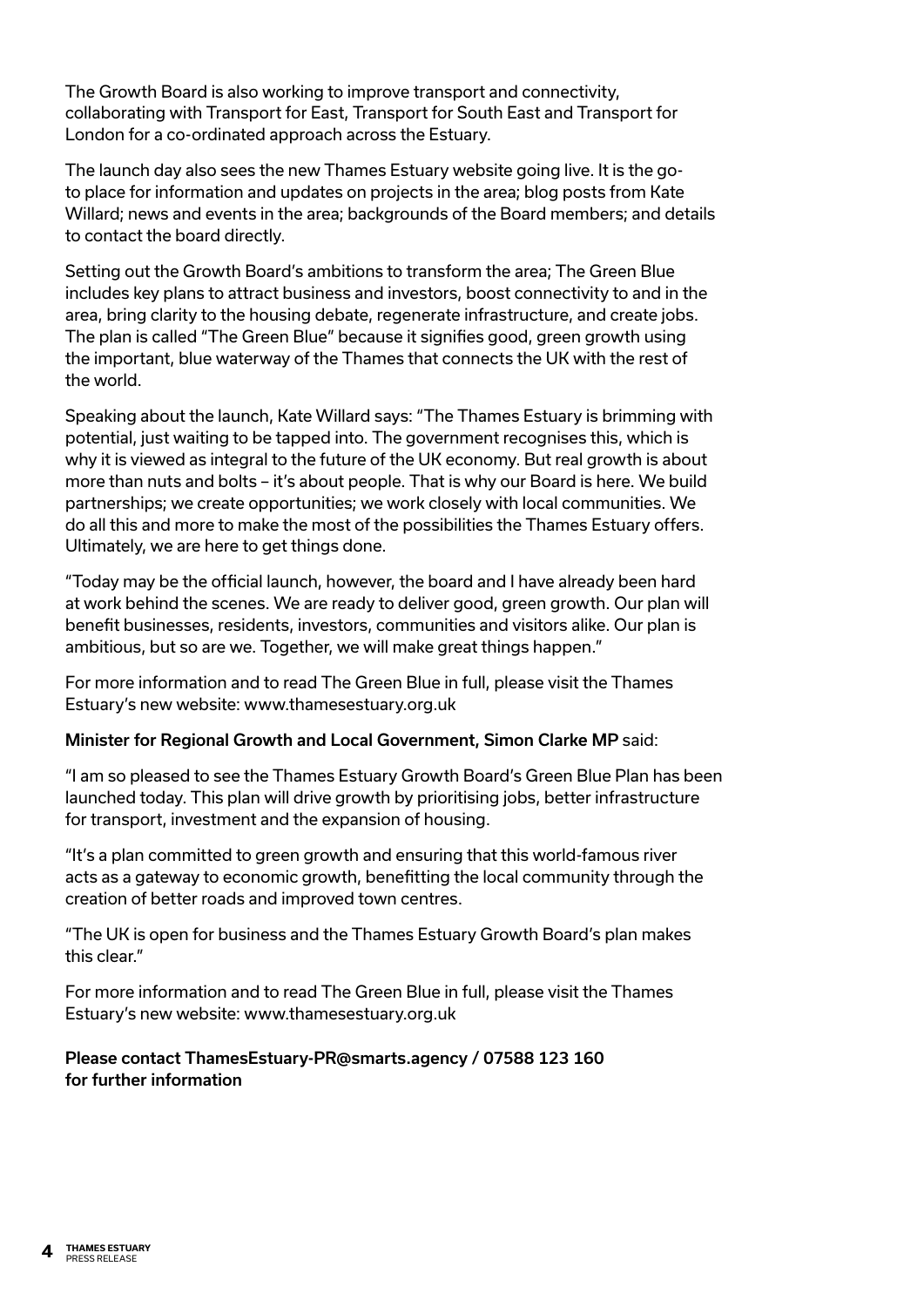The Growth Board is also working to improve transport and connectivity, collaborating with Transport for East, Transport for South East and Transport for London for a co-ordinated approach across the Estuary.

The launch day also sees the new Thames Estuary website going live. It is the go-to place for information and updates on projects in the area; blog posts from Kate Willard; news and events in the area; backgrounds of the Board members; and details to contact the board directly.

Setting out the Growth Board's ambitions to transform the area; The Green Blue includes key plans to attract business and investors, boost connectivity to and in the area, bring clarity to the housing debate, regenerate infrastructure, and create jobs. The plan is called "The Green Blue" because it signifies good, green growth using the important, blue waterway of the Thames that connects the UK with the rest of the world.

Speaking about the launch, Kate Willard says: "The Thames Estuary is brimming with potential, just waiting to be tapped into. The government recognises this, which is why it is viewed as integral to the future of the UK economy. But real growth is about more than nuts and bolts – it's about people. That is why our Board is here. We build partnerships; we create opportunities; we work closely with local communities. We do all this and more to make the most of the possibilities the Thames Estuary offers. Ultimately, we are here to get things done.

"Today may be the official launch, however, the board and I have already been hard at work behind the scenes. We are ready to deliver good, green growth. Our plan will benefit businesses, residents, investors, communities and visitors alike. Our plan is ambitious, but so are we. Together, we will make great things happen."

For more information and to read The Green Blue in full, please visit the Thames Estuary's new website: www.thamesestuary.org.uk

**Minister for Regional Growth and Local Government, Simon Clarke MP** said:

"I am so pleased to see the Thames Estuary Growth Board's Green Blue Plan has been launched today. This plan will drive growth by prioritising jobs, better infrastructure for transport, investment and the expansion of housing.

"It's a plan committed to green growth and ensuring that this world-famous river acts as a gateway to economic growth, benefitting the local community through the creation of better roads and improved town centres.

"The UK is open for business and the Thames Estuary Growth Board's plan makes this clear."

For more information and to read The Green Blue in full, please visit the Thames Estuary's new website: www.thamesestuary.org.uk

**Please contact ThamesEstuary-PR@smarts.agency / 07588 123 160 for further information**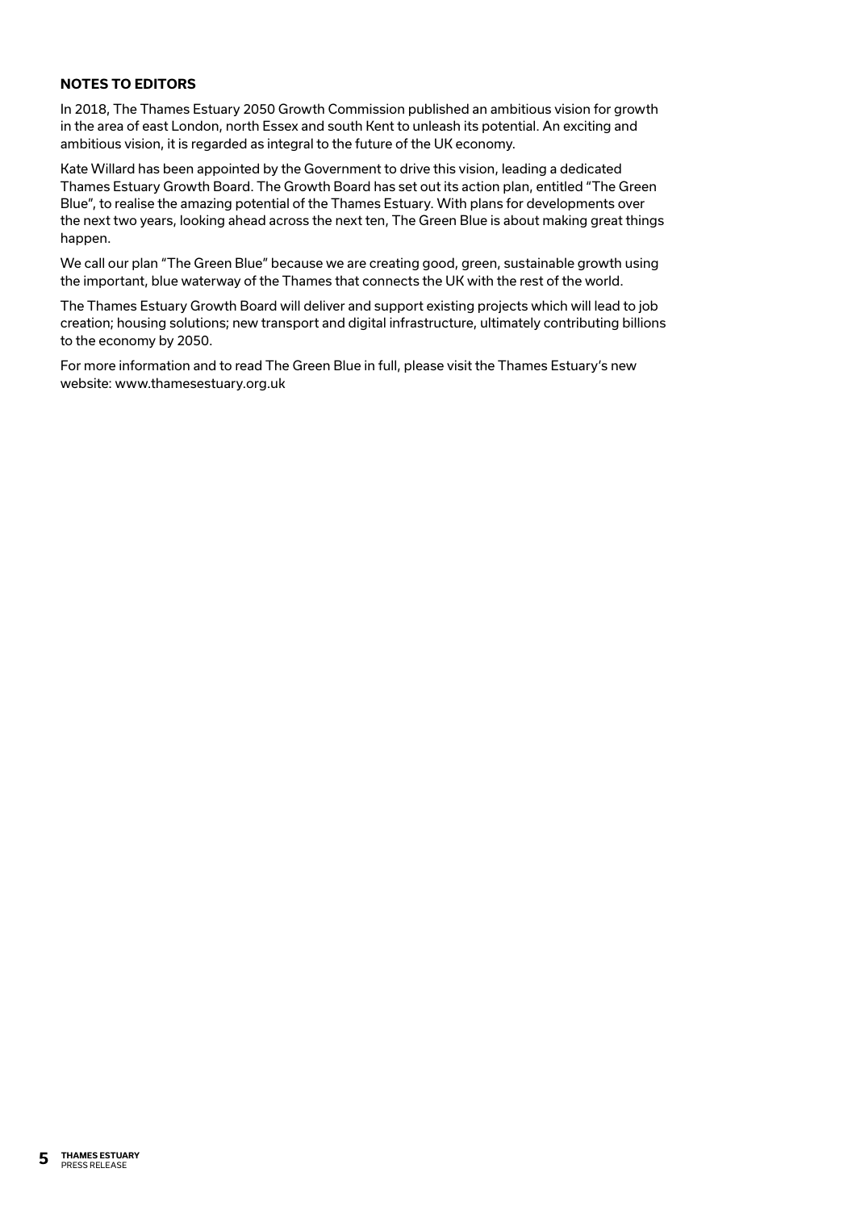**NOTES TO EDITORS**

In 2018, The Thames Estuary 2050 Growth Commission published an ambitious vision for growth in the area of east London, north Essex and south Kent to unleash its potential. An exciting and ambitious vision, it is regarded as integral to the future of the UK economy.

Kate Willard has been appointed by the Government to drive this vision, leading a dedicated Thames Estuary Growth Board. The Growth Board has set out its action plan, entitled "The Green Blue", to realise the amazing potential of the Thames Estuary. With plans for developments over the next two years, looking ahead across the next ten, The Green Blue is about making great things happen.

We call our plan "The Green Blue" because we are creating good, green, sustainable growth using the important, blue waterway of the Thames that connects the UK with the rest of the world.

The Thames Estuary Growth Board will deliver and support existing projects which will lead to job creation; housing solutions; new transport and digital infrastructure, ultimately contributing billions to the economy by 2050.

For more information and to read The Green Blue in full, please visit the Thames Estuary's new website: www.thamesestuary.org.uk